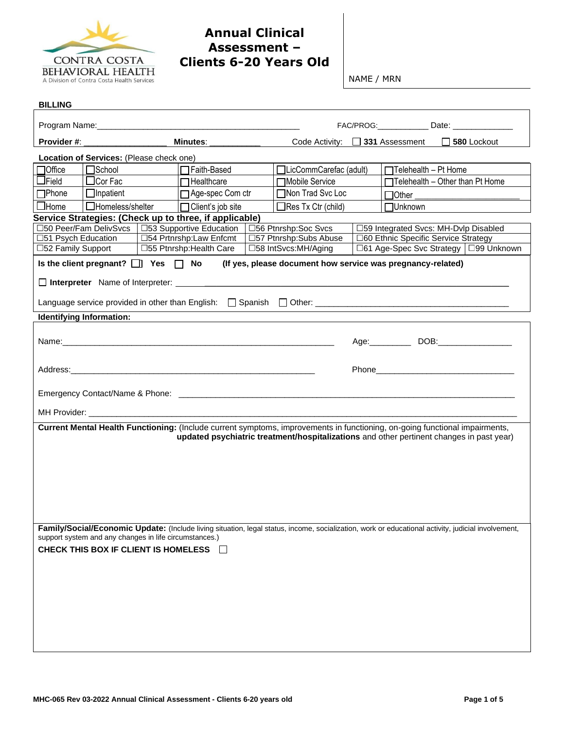CONTRA COSTA BEHAVIORAL HEALTH
A Division of Contra Costa Health Services

# Annual Clinical Assessment – Clients 6-20 Years Old

NAME / MRN

**BILLING**

Program Name:_____________________________________________ FAC/PROG:___________ Date: _____________

**Provider #**: __________________ **Minutes**: ___________ Code Activity: ☐ **331** Assessment ☐ **580** Lockout

**Location of Services:** (Please check one)

| | | | | |
|---|---|---|---|---|
| ☐Office | ☐School | ☐Faith-Based | ☐LicCommCarefac (adult) | ☐Telehealth – Pt Home |
| ☐Field | ☐Cor Fac | ☐Healthcare | ☐Mobile Service | ☐Telehealth – Other than Pt Home |
| ☐Phone | ☐Inpatient | ☐Age-spec Com ctr | ☐Non Trad Svc Loc | ☐Other ______________________ |
| ☐Home | ☐Homeless/shelter | ☐Client's job site | ☐Res Tx Ctr (child) | ☐Unknown |

**Service Strategies: (Check up to three, if applicable)**

| | | | | |
|---|---|---|---|---|
| ☐50 Peer/Fam DelivSvcs | ☐53 Supportive Education | ☐56 Ptnrshp:Soc Svcs | ☐59 Integrated Svcs: MH-Dvlp Disabled | |
| ☐51 Psych Education | ☐54 Prtnrshp:Law Enfcmt | ☐57 Ptnrshp:Subs Abuse | ☐60 Ethnic Specific Service Strategy | |
| ☐52 Family Support | ☐55 Ptnrshp:Health Care | ☐58 IntSvcs:MH/Aging | ☐61 Age-Spec Svc Strategy | ☐99 Unknown |

**Is the client pregnant?** ☐ **Yes** ☐ **No** **(If yes, please document how service was pregnancy-related)**

☐ **Interpreter** Name of Interpreter: ______________________________________________________________

Language service provided in other than English: ☐ Spanish ☐ Other: ___________________________________________

**Identifying Information:**

Name:___________________________________________________________ Age:_________ DOB:________________

Address:________________________________________________________ Phone______________________________

Emergency Contact/Name & Phone: ____________________________________________________________________

MH Provider: ____________________________________________________________________________________

**Current Mental Health Functioning:** (Include current symptoms, improvements in functioning, on-going functional impairments, **updated psychiatric treatment/hospitalizations** and other pertinent changes in past year)

**Family/Social/Economic Update:** (Include living situation, legal status, income, socialization, work or educational activity, judicial involvement, support system and any changes in life circumstances.)

**CHECK THIS BOX IF CLIENT IS HOMELESS** ☐

MHC-065 Rev 03-2022 Annual Clinical Assessment - Clients 6-20 years old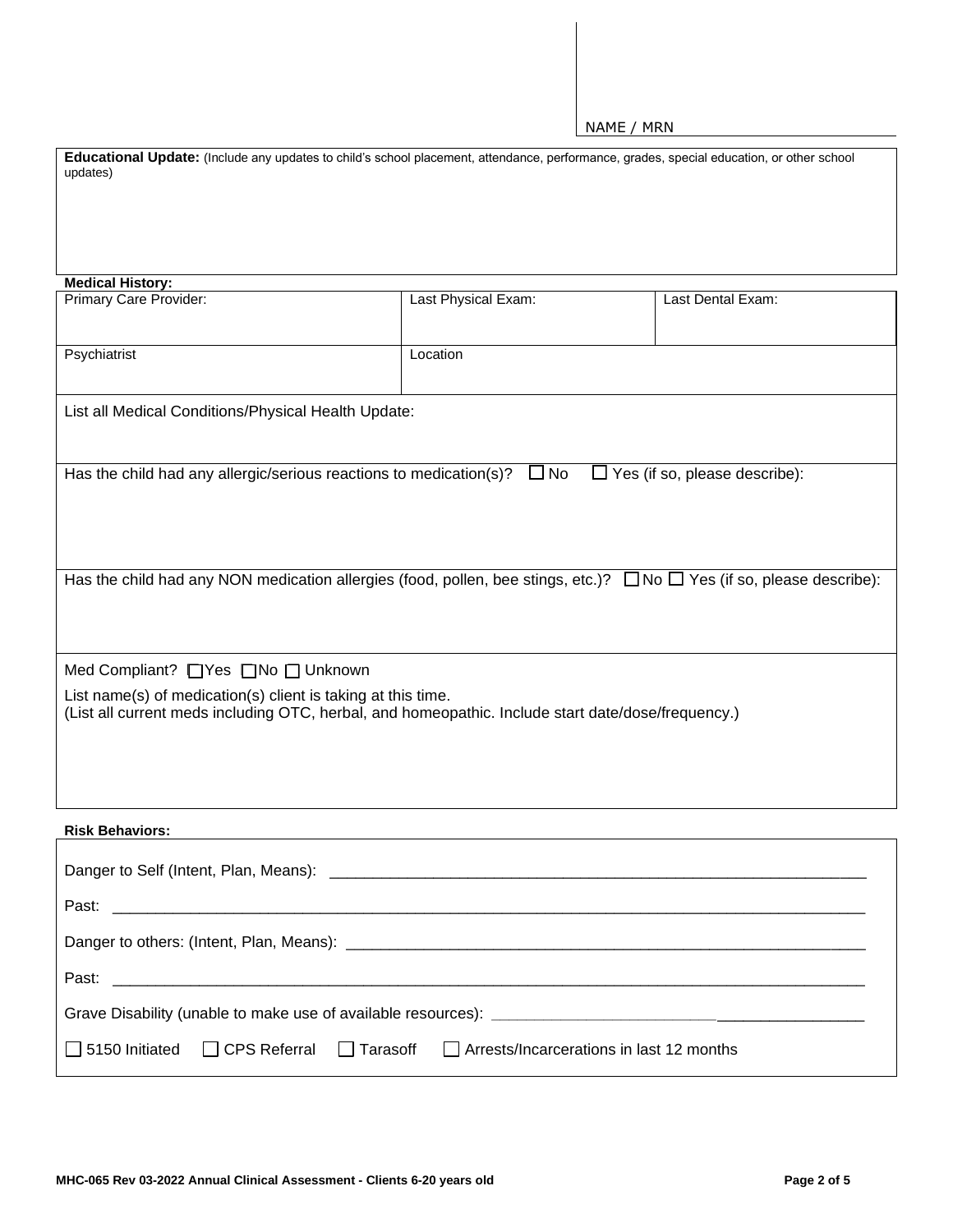NAME / MRN

**Educational Update:** (Include any updates to child's school placement, attendance, performance, grades, special education, or other school updates)

**Medical History:**

| Primary Care Provider: | Last Physical Exam: | Last Dental Exam: |
| --- | --- | --- |
| Psychiatrist | Location | |

List all Medical Conditions/Physical Health Update:

Has the child had any allergic/serious reactions to medication(s)? ☐ No ☐ Yes (if so, please describe):

Has the child had any NON medication allergies (food, pollen, bee stings, etc.)? ☐ No ☐ Yes (if so, please describe):

Med Compliant? ☐ Yes ☐ No ☐ Unknown

List name(s) of medication(s) client is taking at this time.
(List all current meds including OTC, herbal, and homeopathic. Include start date/dose/frequency.)

**Risk Behaviors:**

Danger to Self (Intent, Plan, Means): ____________________________________________________________

Past: ____________________________________________________________

Danger to others: (Intent, Plan, Means): ____________________________________________________________

Past: ____________________________________________________________

Grave Disability (unable to make use of available resources): ________________________________________

☐ 5150 Initiated ☐ CPS Referral ☐ Tarasoff ☐ Arrests/Incarcerations in last 12 months

MHC-065 Rev 03-2022 Annual Clinical Assessment - Clients 6-20 years old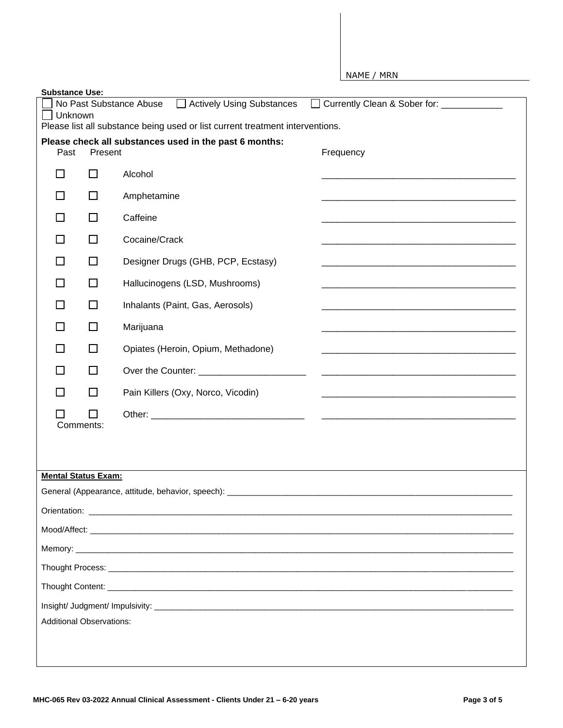NAME / MRN

**Substance Use:**

☐ No Past Substance Abuse ☐ Actively Using Substances ☐ Currently Clean & Sober for: ___________
☐ Unknown

Please list all substance being used or list current treatment interventions.

**Please check all substances used in the past 6 months:**

| Past | Present | | Frequency |
|---|---|---|---|
| ☐ | ☐ | Alcohol | ______________________________________ |
| ☐ | ☐ | Amphetamine | ______________________________________ |
| ☐ | ☐ | Caffeine | ______________________________________ |
| ☐ | ☐ | Cocaine/Crack | ______________________________________ |
| ☐ | ☐ | Designer Drugs (GHB, PCP, Ecstasy) | ______________________________________ |
| ☐ | ☐ | Hallucinogens (LSD, Mushrooms) | ______________________________________ |
| ☐ | ☐ | Inhalants (Paint, Gas, Aerosols) | ______________________________________ |
| ☐ | ☐ | Marijuana | ______________________________________ |
| ☐ | ☐ | Opiates (Heroin, Opium, Methadone) | ______________________________________ |
| ☐ | ☐ | Over the Counter: ____________________ | ______________________________________ |
| ☐ | ☐ | Pain Killers (Oxy, Norco, Vicodin) | ______________________________________ |
| ☐ | ☐ | Other: _____________________________ | ______________________________________ |

Comments:

**Mental Status Exam:**

General (Appearance, attitude, behavior, speech): ____________________________________________

Orientation: ____________________________________________

Mood/Affect: ____________________________________________

Memory: ____________________________________________

Thought Process: ____________________________________________

Thought Content: ____________________________________________

Insight/ Judgment/ Impulsivity: ____________________________________________

Additional Observations:

**MHC-065 Rev 03-2022 Annual Clinical Assessment - Clients Under 21 – 6-20 years**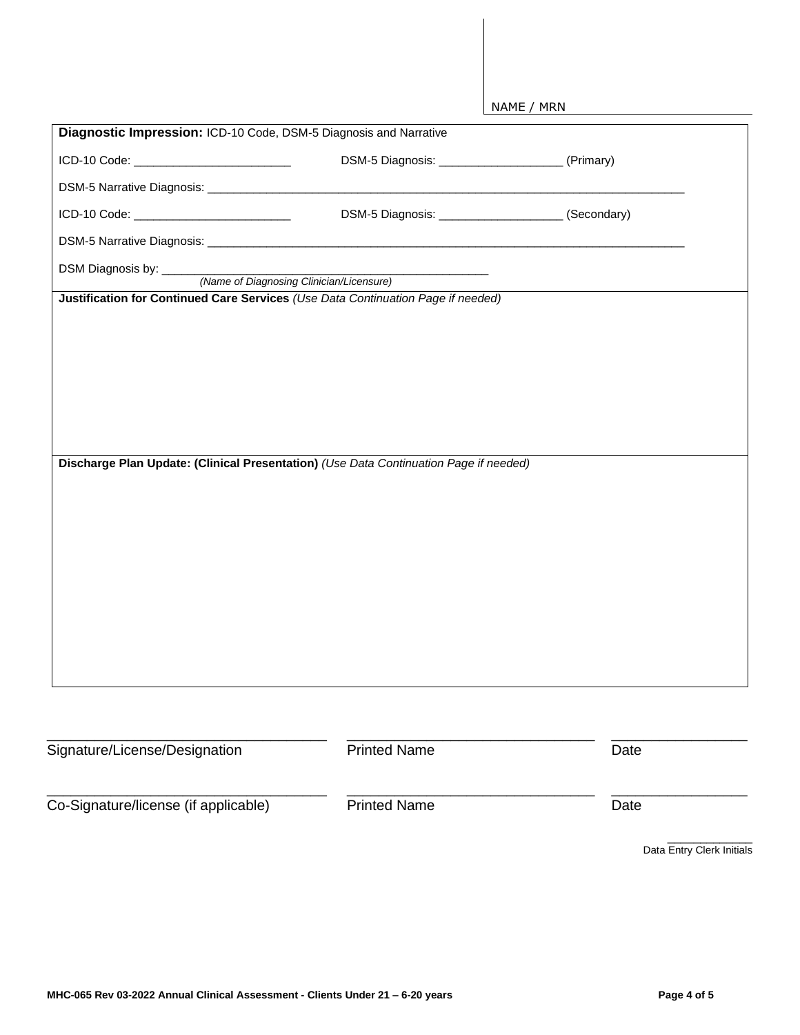NAME / MRN

**Diagnostic Impression:** ICD-10 Code, DSM-5 Diagnosis and Narrative

ICD-10 Code: ________________________ DSM-5 Diagnosis: ___________________ (Primary)

DSM-5 Narrative Diagnosis: ____________________________________________________________________________

ICD-10 Code: ________________________ DSM-5 Diagnosis: ___________________ (Secondary)

DSM-5 Narrative Diagnosis: ____________________________________________________________________________

DSM Diagnosis by: ___________________________________________________
*(Name of Diagnosing Clinician/Licensure)*

**Justification for Continued Care Services** *(Use Data Continuation Page if needed)*

**Discharge Plan Update: (Clinical Presentation)** *(Use Data Continuation Page if needed)*

| ___________________________________ | ______________________________ | ________________ |
|---|---|---|
| Signature/License/Designation | Printed Name | Date |
| ___________________________________ | ______________________________ | ________________ |
| Co-Signature/license (if applicable) | Printed Name | Date |

_____________
Data Entry Clerk Initials

MHC-065 Rev 03-2022 Annual Clinical Assessment - Clients Under 21 – 6-20 years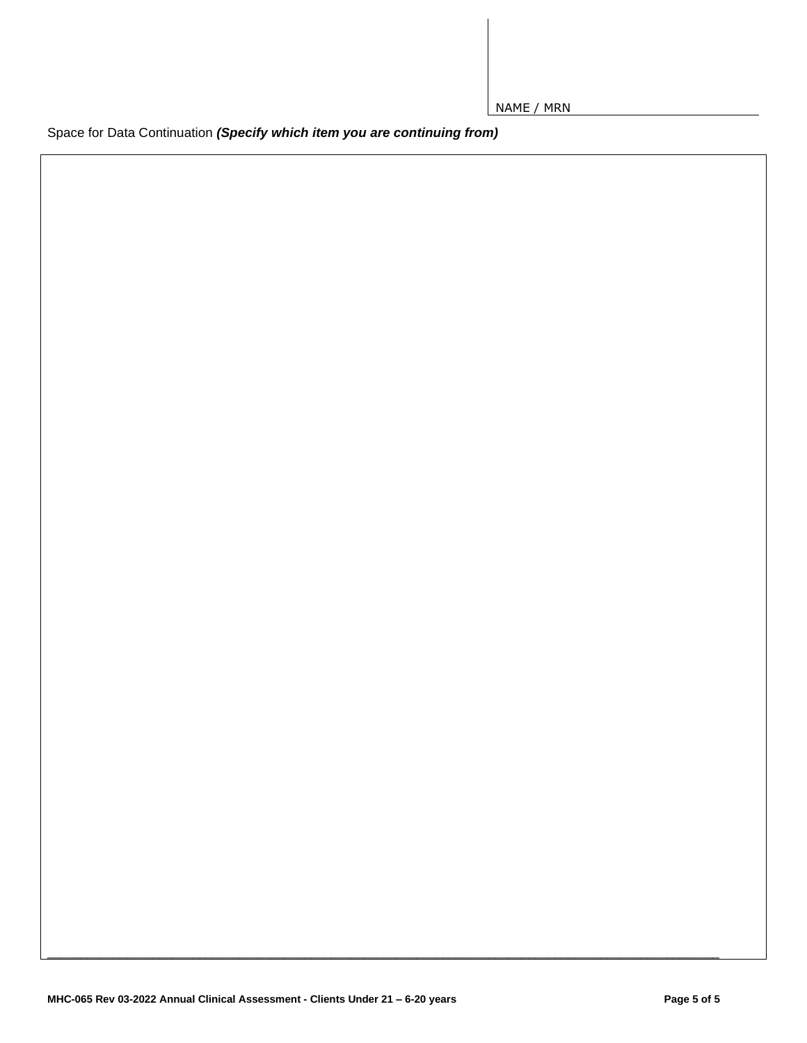NAME / MRN

Space for Data Continuation ***(Specify which item you are continuing from)***